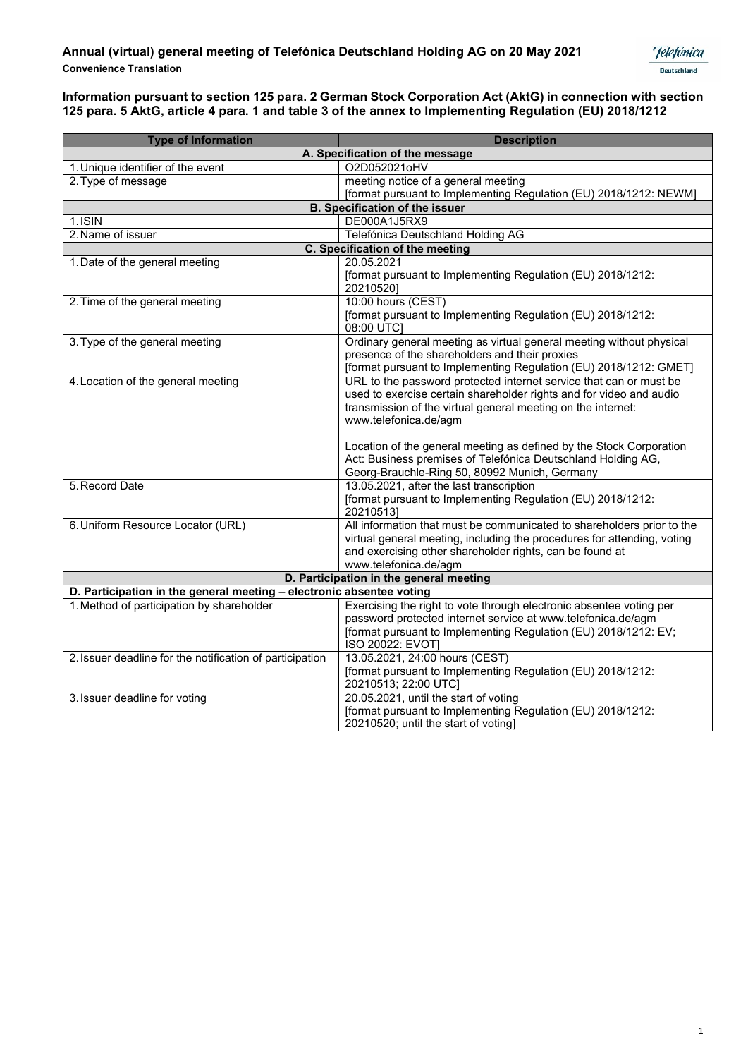# Annual (virtual) general meeting of Telefónica Deutschland Holding AG on 20 May 2021

**Convenience Translation**

**Information pursuant to section 125 para. 2 German Stock Corporation Act (AktG) in connection with section 125 para. 5 AktG, article 4 para. 1 and table 3 of the annex to Implementing Regulation (EU) 2018/1212**

| Type of Information | Description |
|---|---|
| **A. Specification of the message** | |
| 1. Unique identifier of the event | O2D052021oHV |
| 2. Type of message | meeting notice of a general meeting<br>[format pursuant to Implementing Regulation (EU) 2018/1212: NEWM] |
| **B. Specification of the issuer** | |
| 1. ISIN | DE000A1J5RX9 |
| 2. Name of issuer | Telefónica Deutschland Holding AG |
| **C. Specification of the meeting** | |
| 1. Date of the general meeting | 20.05.2021<br>[format pursuant to Implementing Regulation (EU) 2018/1212: 20210520] |
| 2. Time of the general meeting | 10:00 hours (CEST)<br>[format pursuant to Implementing Regulation (EU) 2018/1212: 08:00 UTC] |
| 3. Type of the general meeting | Ordinary general meeting as virtual general meeting without physical presence of the shareholders and their proxies<br>[format pursuant to Implementing Regulation (EU) 2018/1212: GMET] |
| 4. Location of the general meeting | URL to the password protected internet service that can or must be used to exercise certain shareholder rights and for video and audio transmission of the virtual general meeting on the internet: www.telefonica.de/agm<br><br>Location of the general meeting as defined by the Stock Corporation Act: Business premises of Telefónica Deutschland Holding AG, Georg-Brauchle-Ring 50, 80992 Munich, Germany |
| 5. Record Date | 13.05.2021, after the last transcription<br>[format pursuant to Implementing Regulation (EU) 2018/1212: 20210513] |
| 6. Uniform Resource Locator (URL) | All information that must be communicated to shareholders prior to the virtual general meeting, including the procedures for attending, voting and exercising other shareholder rights, can be found at www.telefonica.de/agm |
| **D. Participation in the general meeting** | |
| **D. Participation in the general meeting – electronic absentee voting** | |
| 1. Method of participation by shareholder | Exercising the right to vote through electronic absentee voting per password protected internet service at www.telefonica.de/agm<br>[format pursuant to Implementing Regulation (EU) 2018/1212: EV; ISO 20022: EVOT] |
| 2. Issuer deadline for the notification of participation | 13.05.2021, 24:00 hours (CEST)<br>[format pursuant to Implementing Regulation (EU) 2018/1212: 20210513; 22:00 UTC] |
| 3. Issuer deadline for voting | 20.05.2021, until the start of voting<br>[format pursuant to Implementing Regulation (EU) 2018/1212: 20210520; until the start of voting] |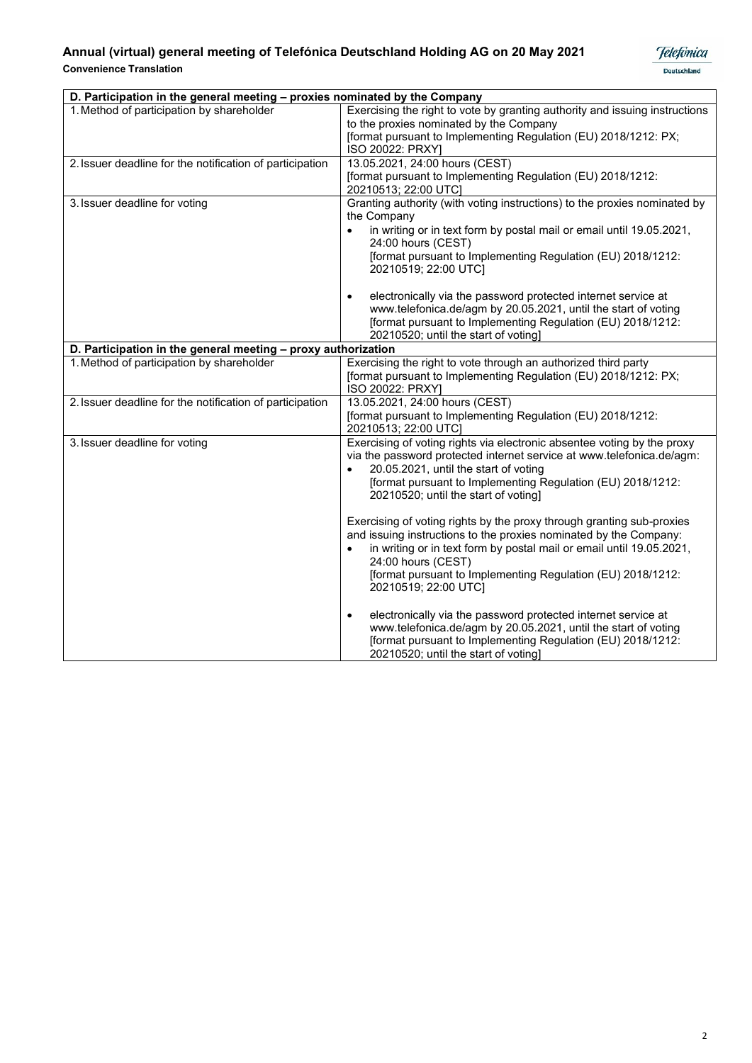| D. Participation in the general meeting – proxies nominated by the Company | |
|---|---|
| 1. Method of participation by shareholder | Exercising the right to vote by granting authority and issuing instructions to the proxies nominated by the Company<br>[format pursuant to Implementing Regulation (EU) 2018/1212: PX; ISO 20022: PRXY] |
| 2. Issuer deadline for the notification of participation | 13.05.2021, 24:00 hours (CEST)<br>[format pursuant to Implementing Regulation (EU) 2018/1212: 20210513; 22:00 UTC] |
| 3. Issuer deadline for voting | Granting authority (with voting instructions) to the proxies nominated by the Company<br>• in writing or in text form by postal mail or email until 19.05.2021, 24:00 hours (CEST) [format pursuant to Implementing Regulation (EU) 2018/1212: 20210519; 22:00 UTC]<br>• electronically via the password protected internet service at www.telefonica.de/agm by 20.05.2021, until the start of voting [format pursuant to Implementing Regulation (EU) 2018/1212: 20210520; until the start of voting] |
| **D. Participation in the general meeting – proxy authorization** | |
| 1. Method of participation by shareholder | Exercising the right to vote through an authorized third party<br>[format pursuant to Implementing Regulation (EU) 2018/1212: PX; ISO 20022: PRXY] |
| 2. Issuer deadline for the notification of participation | 13.05.2021, 24:00 hours (CEST)<br>[format pursuant to Implementing Regulation (EU) 2018/1212: 20210513; 22:00 UTC] |
| 3. Issuer deadline for voting | Exercising of voting rights via electronic absentee voting by the proxy via the password protected internet service at www.telefonica.de/agm:<br>• 20.05.2021, until the start of voting [format pursuant to Implementing Regulation (EU) 2018/1212: 20210520; until the start of voting]<br><br>Exercising of voting rights by the proxy through granting sub-proxies and issuing instructions to the proxies nominated by the Company:<br>• in writing or in text form by postal mail or email until 19.05.2021, 24:00 hours (CEST) [format pursuant to Implementing Regulation (EU) 2018/1212: 20210519; 22:00 UTC]<br>• electronically via the password protected internet service at www.telefonica.de/agm by 20.05.2021, until the start of voting [format pursuant to Implementing Regulation (EU) 2018/1212: 20210520; until the start of voting] |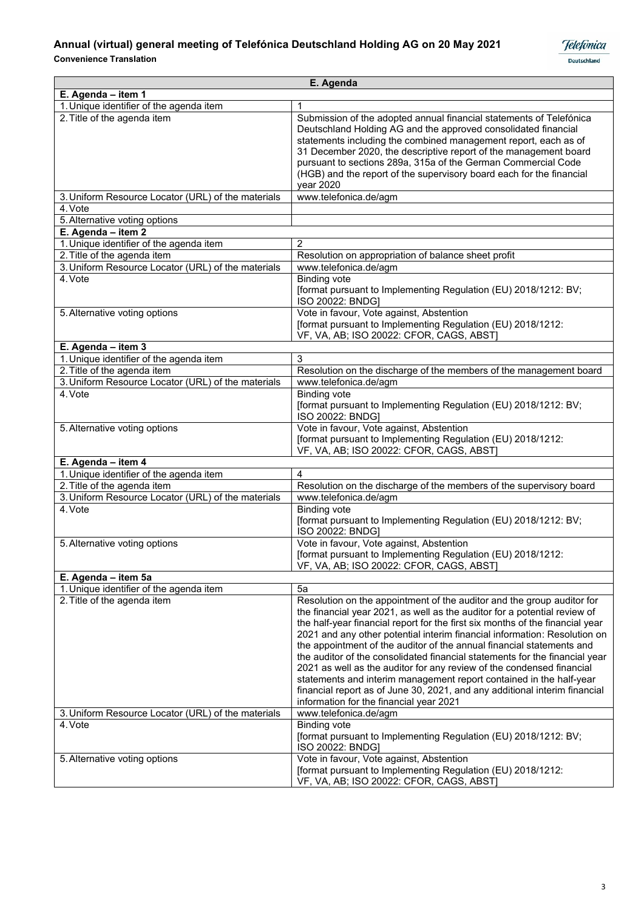| E. Agenda | |
|---|---|
| **E. Agenda – item 1** | |
| 1. Unique identifier of the agenda item | 1 |
| 2. Title of the agenda item | Submission of the adopted annual financial statements of Telefónica Deutschland Holding AG and the approved consolidated financial statements including the combined management report, each as of 31 December 2020, the descriptive report of the management board pursuant to sections 289a, 315a of the German Commercial Code (HGB) and the report of the supervisory board each for the financial year 2020 |
| 3. Uniform Resource Locator (URL) of the materials | www.telefonica.de/agm |
| 4. Vote | |
| 5. Alternative voting options | |
| **E. Agenda – item 2** | |
| 1. Unique identifier of the agenda item | 2 |
| 2. Title of the agenda item | Resolution on appropriation of balance sheet profit |
| 3. Uniform Resource Locator (URL) of the materials | www.telefonica.de/agm |
| 4. Vote | Binding vote [format pursuant to Implementing Regulation (EU) 2018/1212: BV; ISO 20022: BNDG] |
| 5. Alternative voting options | Vote in favour, Vote against, Abstention [format pursuant to Implementing Regulation (EU) 2018/1212: VF, VA, AB; ISO 20022: CFOR, CAGS, ABST] |
| **E. Agenda – item 3** | |
| 1. Unique identifier of the agenda item | 3 |
| 2. Title of the agenda item | Resolution on the discharge of the members of the management board |
| 3. Uniform Resource Locator (URL) of the materials | www.telefonica.de/agm |
| 4. Vote | Binding vote [format pursuant to Implementing Regulation (EU) 2018/1212: BV; ISO 20022: BNDG] |
| 5. Alternative voting options | Vote in favour, Vote against, Abstention [format pursuant to Implementing Regulation (EU) 2018/1212: VF, VA, AB; ISO 20022: CFOR, CAGS, ABST] |
| **E. Agenda – item 4** | |
| 1. Unique identifier of the agenda item | 4 |
| 2. Title of the agenda item | Resolution on the discharge of the members of the supervisory board |
| 3. Uniform Resource Locator (URL) of the materials | www.telefonica.de/agm |
| 4. Vote | Binding vote [format pursuant to Implementing Regulation (EU) 2018/1212: BV; ISO 20022: BNDG] |
| 5. Alternative voting options | Vote in favour, Vote against, Abstention [format pursuant to Implementing Regulation (EU) 2018/1212: VF, VA, AB; ISO 20022: CFOR, CAGS, ABST] |
| **E. Agenda – item 5a** | |
| 1. Unique identifier of the agenda item | 5a |
| 2. Title of the agenda item | Resolution on the appointment of the auditor and the group auditor for the financial year 2021, as well as the auditor for a potential review of the half-year financial report for the first six months of the financial year 2021 and any other potential interim financial information: Resolution on the appointment of the auditor of the annual financial statements and the auditor of the consolidated financial statements for the financial year 2021 as well as the auditor for any review of the condensed financial statements and interim management report contained in the half-year financial report as of June 30, 2021, and any additional interim financial information for the financial year 2021 |
| 3. Uniform Resource Locator (URL) of the materials | www.telefonica.de/agm |
| 4. Vote | Binding vote [format pursuant to Implementing Regulation (EU) 2018/1212: BV; ISO 20022: BNDG] |
| 5. Alternative voting options | Vote in favour, Vote against, Abstention [format pursuant to Implementing Regulation (EU) 2018/1212: VF, VA, AB; ISO 20022: CFOR, CAGS, ABST] |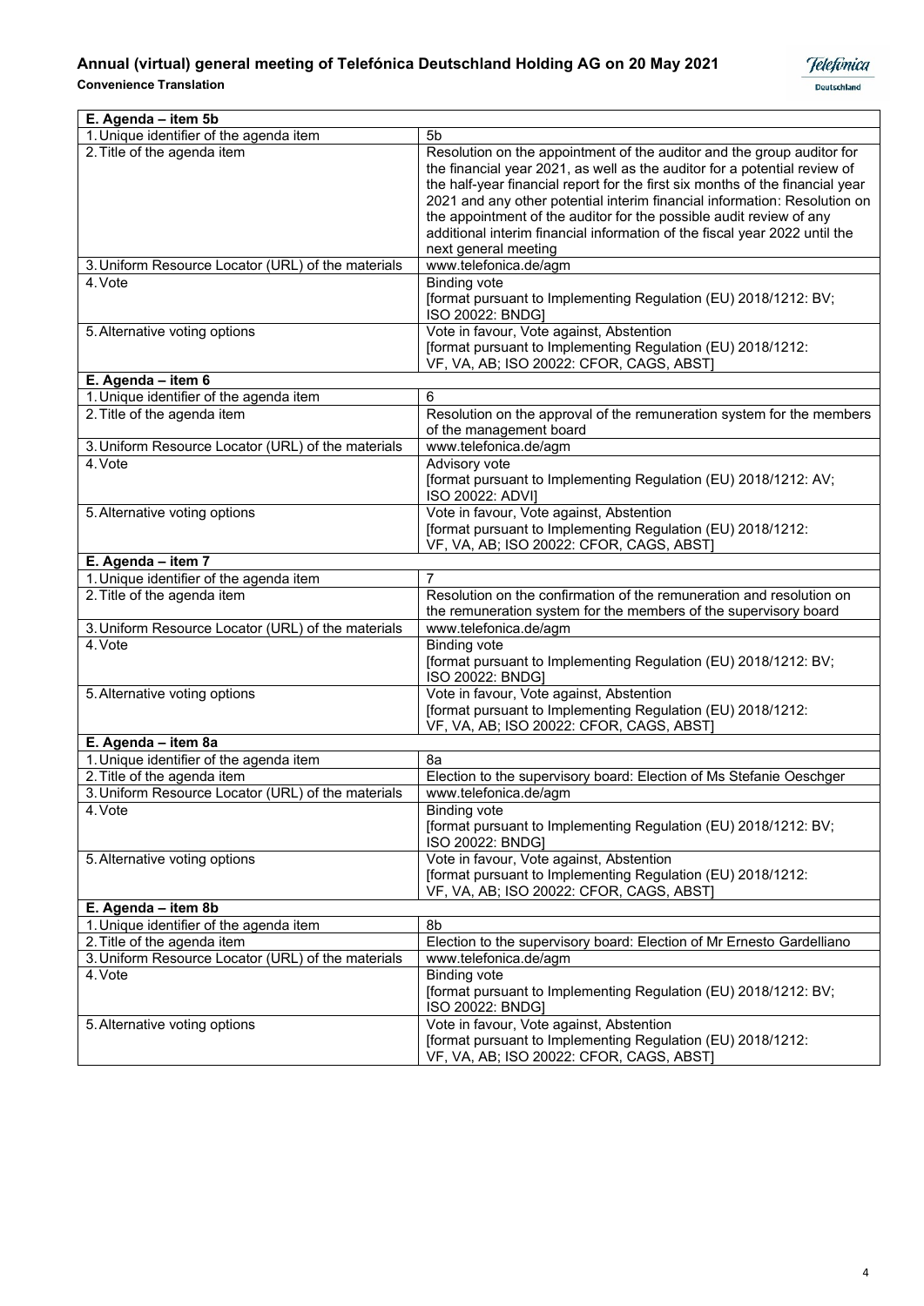| E. Agenda – item 5b | |
|---|---|
| 1. Unique identifier of the agenda item | 5b |
| 2. Title of the agenda item | Resolution on the appointment of the auditor and the group auditor for the financial year 2021, as well as the auditor for a potential review of the half-year financial report for the first six months of the financial year 2021 and any other potential interim financial information: Resolution on the appointment of the auditor for the possible audit review of any additional interim financial information of the fiscal year 2022 until the next general meeting |
| 3. Uniform Resource Locator (URL) of the materials | www.telefonica.de/agm |
| 4. Vote | Binding vote [format pursuant to Implementing Regulation (EU) 2018/1212: BV; ISO 20022: BNDG] |
| 5. Alternative voting options | Vote in favour, Vote against, Abstention [format pursuant to Implementing Regulation (EU) 2018/1212: VF, VA, AB; ISO 20022: CFOR, CAGS, ABST] |
| **E. Agenda – item 6** | |
| 1. Unique identifier of the agenda item | 6 |
| 2. Title of the agenda item | Resolution on the approval of the remuneration system for the members of the management board |
| 3. Uniform Resource Locator (URL) of the materials | www.telefonica.de/agm |
| 4. Vote | Advisory vote [format pursuant to Implementing Regulation (EU) 2018/1212: AV; ISO 20022: ADVI] |
| 5. Alternative voting options | Vote in favour, Vote against, Abstention [format pursuant to Implementing Regulation (EU) 2018/1212: VF, VA, AB; ISO 20022: CFOR, CAGS, ABST] |
| **E. Agenda – item 7** | |
| 1. Unique identifier of the agenda item | 7 |
| 2. Title of the agenda item | Resolution on the confirmation of the remuneration and resolution on the remuneration system for the members of the supervisory board |
| 3. Uniform Resource Locator (URL) of the materials | www.telefonica.de/agm |
| 4. Vote | Binding vote [format pursuant to Implementing Regulation (EU) 2018/1212: BV; ISO 20022: BNDG] |
| 5. Alternative voting options | Vote in favour, Vote against, Abstention [format pursuant to Implementing Regulation (EU) 2018/1212: VF, VA, AB; ISO 20022: CFOR, CAGS, ABST] |
| **E. Agenda – item 8a** | |
| 1. Unique identifier of the agenda item | 8a |
| 2. Title of the agenda item | Election to the supervisory board: Election of Ms Stefanie Oeschger |
| 3. Uniform Resource Locator (URL) of the materials | www.telefonica.de/agm |
| 4. Vote | Binding vote [format pursuant to Implementing Regulation (EU) 2018/1212: BV; ISO 20022: BNDG] |
| 5. Alternative voting options | Vote in favour, Vote against, Abstention [format pursuant to Implementing Regulation (EU) 2018/1212: VF, VA, AB; ISO 20022: CFOR, CAGS, ABST] |
| **E. Agenda – item 8b** | |
| 1. Unique identifier of the agenda item | 8b |
| 2. Title of the agenda item | Election to the supervisory board: Election of Mr Ernesto Gardelliano |
| 3. Uniform Resource Locator (URL) of the materials | www.telefonica.de/agm |
| 4. Vote | Binding vote [format pursuant to Implementing Regulation (EU) 2018/1212: BV; ISO 20022: BNDG] |
| 5. Alternative voting options | Vote in favour, Vote against, Abstention [format pursuant to Implementing Regulation (EU) 2018/1212: VF, VA, AB; ISO 20022: CFOR, CAGS, ABST] |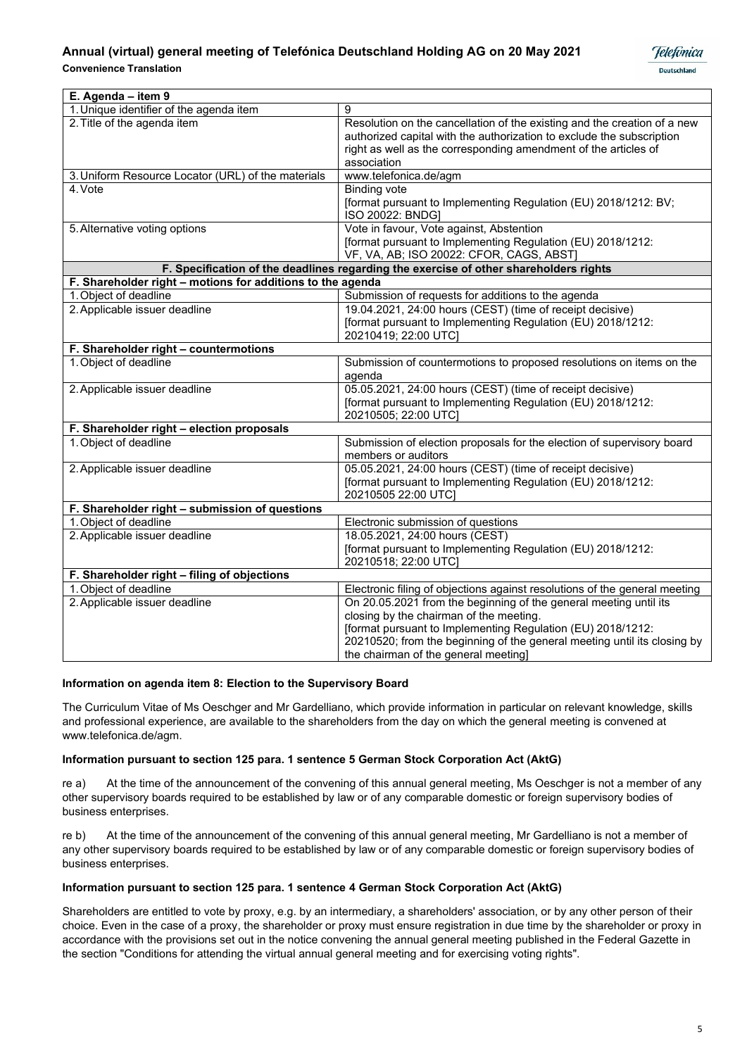| E. Agenda – item 9 | |
|---|---|
| 1. Unique identifier of the agenda item | 9 |
| 2. Title of the agenda item | Resolution on the cancellation of the existing and the creation of a new authorized capital with the authorization to exclude the subscription right as well as the corresponding amendment of the articles of association |
| 3. Uniform Resource Locator (URL) of the materials | www.telefonica.de/agm |
| 4. Vote | Binding vote [format pursuant to Implementing Regulation (EU) 2018/1212: BV; ISO 20022: BNDG] |
| 5. Alternative voting options | Vote in favour, Vote against, Abstention [format pursuant to Implementing Regulation (EU) 2018/1212: VF, VA, AB; ISO 20022: CFOR, CAGS, ABST] |
| **F. Specification of the deadlines regarding the exercise of other shareholders rights** | |
| **F. Shareholder right – motions for additions to the agenda** | |
| 1. Object of deadline | Submission of requests for additions to the agenda |
| 2. Applicable issuer deadline | 19.04.2021, 24:00 hours (CEST) (time of receipt decisive) [format pursuant to Implementing Regulation (EU) 2018/1212: 20210419; 22:00 UTC] |
| **F. Shareholder right – countermotions** | |
| 1. Object of deadline | Submission of countermotions to proposed resolutions on items on the agenda |
| 2. Applicable issuer deadline | 05.05.2021, 24:00 hours (CEST) (time of receipt decisive) [format pursuant to Implementing Regulation (EU) 2018/1212: 20210505; 22:00 UTC] |
| **F. Shareholder right – election proposals** | |
| 1. Object of deadline | Submission of election proposals for the election of supervisory board members or auditors |
| 2. Applicable issuer deadline | 05.05.2021, 24:00 hours (CEST) (time of receipt decisive) [format pursuant to Implementing Regulation (EU) 2018/1212: 20210505 22:00 UTC] |
| **F. Shareholder right – submission of questions** | |
| 1. Object of deadline | Electronic submission of questions |
| 2. Applicable issuer deadline | 18.05.2021, 24:00 hours (CEST) [format pursuant to Implementing Regulation (EU) 2018/1212: 20210518; 22:00 UTC] |
| **F. Shareholder right – filing of objections** | |
| 1. Object of deadline | Electronic filing of objections against resolutions of the general meeting |
| 2. Applicable issuer deadline | On 20.05.2021 from the beginning of the general meeting until its closing by the chairman of the meeting. [format pursuant to Implementing Regulation (EU) 2018/1212: 20210520; from the beginning of the general meeting until its closing by the chairman of the general meeting] |

### Information on agenda item 8: Election to the Supervisory Board

The Curriculum Vitae of Ms Oeschger and Mr Gardelliano, which provide information in particular on relevant knowledge, skills and professional experience, are available to the shareholders from the day on which the general meeting is convened at www.telefonica.de/agm.

### Information pursuant to section 125 para. 1 sentence 5 German Stock Corporation Act (AktG)

re a) At the time of the announcement of the convening of this annual general meeting, Ms Oeschger is not a member of any other supervisory boards required to be established by law or of any comparable domestic or foreign supervisory bodies of business enterprises.

re b) At the time of the announcement of the convening of this annual general meeting, Mr Gardelliano is not a member of any other supervisory boards required to be established by law or of any comparable domestic or foreign supervisory bodies of business enterprises.

### Information pursuant to section 125 para. 1 sentence 4 German Stock Corporation Act (AktG)

Shareholders are entitled to vote by proxy, e.g. by an intermediary, a shareholders' association, or by any other person of their choice. Even in the case of a proxy, the shareholder or proxy must ensure registration in due time by the shareholder or proxy in accordance with the provisions set out in the notice convening the annual general meeting published in the Federal Gazette in the section "Conditions for attending the virtual annual general meeting and for exercising voting rights".